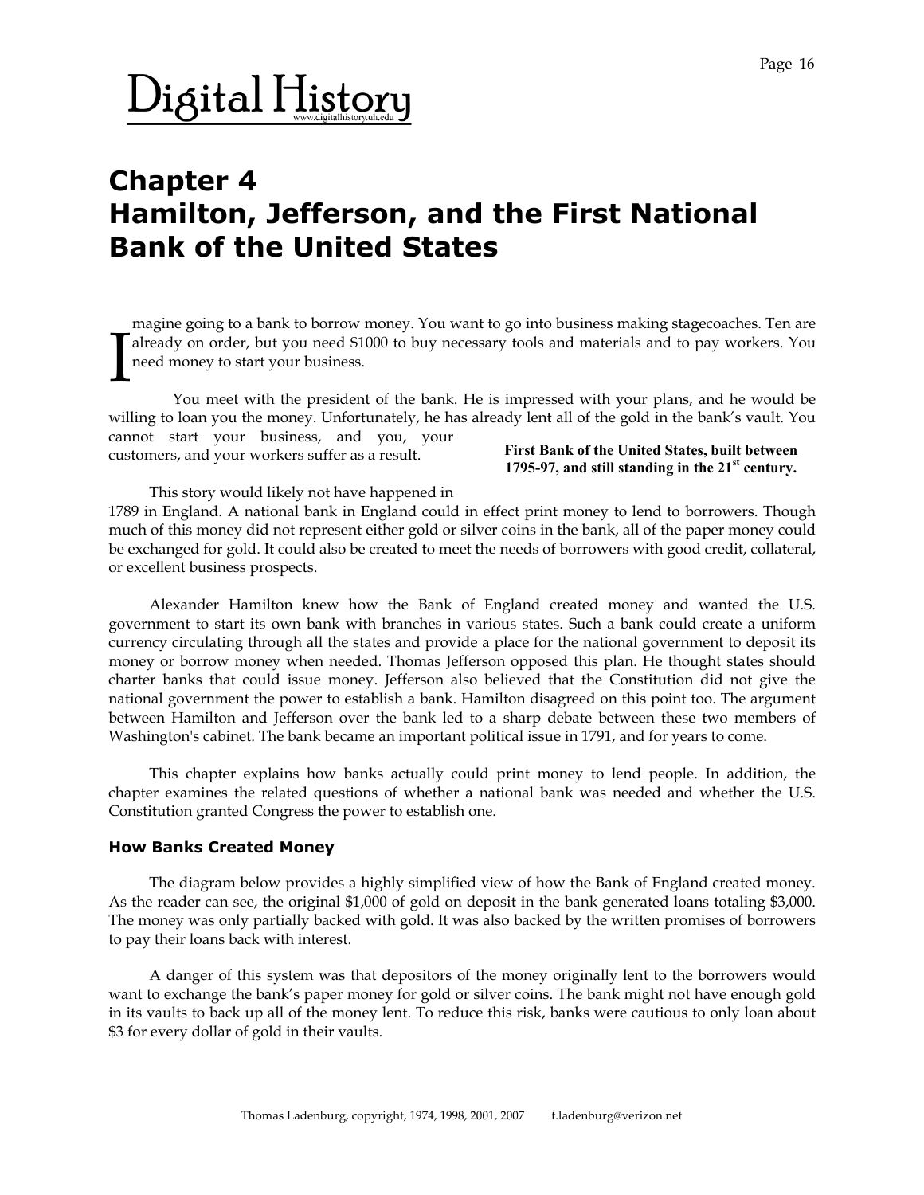# Chapter 4
# Hamilton, Jefferson, and the First National Bank of the United States

Imagine going to a bank to borrow money. You want to go into business making stagecoaches. Ten are already on order, but you need $1000 to buy necessary tools and materials and to pay workers. You need money to start your business.

You meet with the president of the bank. He is impressed with your plans, and he would be willing to loan you the money. Unfortunately, he has already lent all of the gold in the bank's vault. You cannot start your business, and you, your customers, and your workers suffer as a result.

**First Bank of the United States, built between 1795-97, and still standing in the 21st century.**

This story would likely not have happened in 1789 in England. A national bank in England could in effect print money to lend to borrowers. Though much of this money did not represent either gold or silver coins in the bank, all of the paper money could be exchanged for gold. It could also be created to meet the needs of borrowers with good credit, collateral, or excellent business prospects.

Alexander Hamilton knew how the Bank of England created money and wanted the U.S. government to start its own bank with branches in various states. Such a bank could create a uniform currency circulating through all the states and provide a place for the national government to deposit its money or borrow money when needed. Thomas Jefferson opposed this plan. He thought states should charter banks that could issue money. Jefferson also believed that the Constitution did not give the national government the power to establish a bank. Hamilton disagreed on this point too. The argument between Hamilton and Jefferson over the bank led to a sharp debate between these two members of Washington's cabinet. The bank became an important political issue in 1791, and for years to come.

This chapter explains how banks actually could print money to lend people. In addition, the chapter examines the related questions of whether a national bank was needed and whether the U.S. Constitution granted Congress the power to establish one.

### How Banks Created Money

The diagram below provides a highly simplified view of how the Bank of England created money. As the reader can see, the original $1,000 of gold on deposit in the bank generated loans totaling $3,000. The money was only partially backed with gold. It was also backed by the written promises of borrowers to pay their loans back with interest.

A danger of this system was that depositors of the money originally lent to the borrowers would want to exchange the bank's paper money for gold or silver coins. The bank might not have enough gold in its vaults to back up all of the money lent. To reduce this risk, banks were cautious to only loan about $3 for every dollar of gold in their vaults.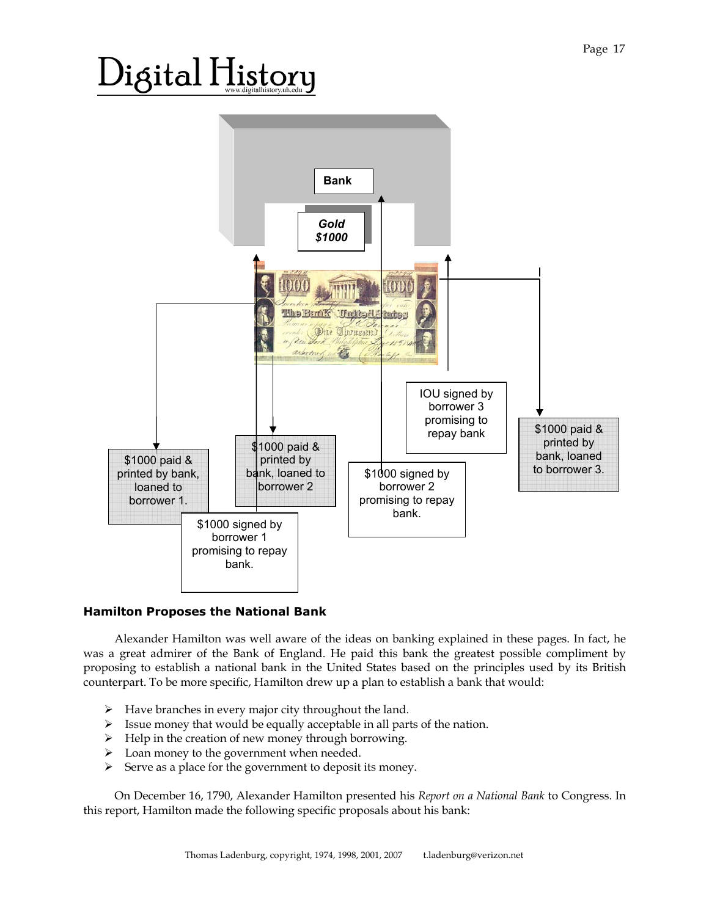Bank

Gold
$1000

$1000 paid & printed by bank, loaned to borrower 1.

$1000 signed by borrower 1 promising to repay bank.

$1000 paid & printed by bank, loaned to borrower 2

$1000 signed by borrower 2 promising to repay bank.

IOU signed by borrower 3 promising to repay bank

$1000 paid & printed by bank, loaned to borrower 3.

### Hamilton Proposes the National Bank

Alexander Hamilton was well aware of the ideas on banking explained in these pages. In fact, he was a great admirer of the Bank of England. He paid this bank the greatest possible compliment by proposing to establish a national bank in the United States based on the principles used by its British counterpart. To be more specific, Hamilton drew up a plan to establish a bank that would:

- Have branches in every major city throughout the land.
- Issue money that would be equally acceptable in all parts of the nation.
- Help in the creation of new money through borrowing.
- Loan money to the government when needed.
- Serve as a place for the government to deposit its money.

On December 16, 1790, Alexander Hamilton presented his *Report on a National Bank* to Congress. In this report, Hamilton made the following specific proposals about his bank: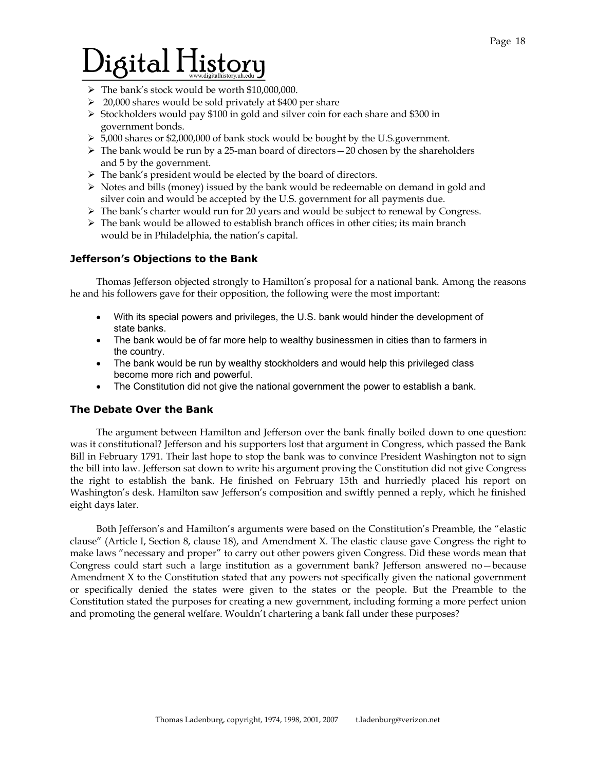- The bank's stock would be worth $10,000,000.
- 20,000 shares would be sold privately at $400 per share
- Stockholders would pay $100 in gold and silver coin for each share and $300 in government bonds.
- 5,000 shares or $2,000,000 of bank stock would be bought by the U.S.government.
- The bank would be run by a 25-man board of directors—20 chosen by the shareholders and 5 by the government.
- The bank's president would be elected by the board of directors.
- Notes and bills (money) issued by the bank would be redeemable on demand in gold and silver coin and would be accepted by the U.S. government for all payments due.
- The bank's charter would run for 20 years and would be subject to renewal by Congress.
- The bank would be allowed to establish branch offices in other cities; its main branch would be in Philadelphia, the nation's capital.

### Jefferson's Objections to the Bank

Thomas Jefferson objected strongly to Hamilton's proposal for a national bank. Among the reasons he and his followers gave for their opposition, the following were the most important:

- With its special powers and privileges, the U.S. bank would hinder the development of state banks.
- The bank would be of far more help to wealthy businessmen in cities than to farmers in the country.
- The bank would be run by wealthy stockholders and would help this privileged class become more rich and powerful.
- The Constitution did not give the national government the power to establish a bank.

### The Debate Over the Bank

The argument between Hamilton and Jefferson over the bank finally boiled down to one question: was it constitutional? Jefferson and his supporters lost that argument in Congress, which passed the Bank Bill in February 1791. Their last hope to stop the bank was to convince President Washington not to sign the bill into law. Jefferson sat down to write his argument proving the Constitution did not give Congress the right to establish the bank. He finished on February 15th and hurriedly placed his report on Washington's desk. Hamilton saw Jefferson's composition and swiftly penned a reply, which he finished eight days later.

Both Jefferson's and Hamilton's arguments were based on the Constitution's Preamble, the "elastic clause" (Article I, Section 8, clause 18), and Amendment X. The elastic clause gave Congress the right to make laws "necessary and proper" to carry out other powers given Congress. Did these words mean that Congress could start such a large institution as a government bank? Jefferson answered no—because Amendment X to the Constitution stated that any powers not specifically given the national government or specifically denied the states were given to the states or the people. But the Preamble to the Constitution stated the purposes for creating a new government, including forming a more perfect union and promoting the general welfare. Wouldn't chartering a bank fall under these purposes?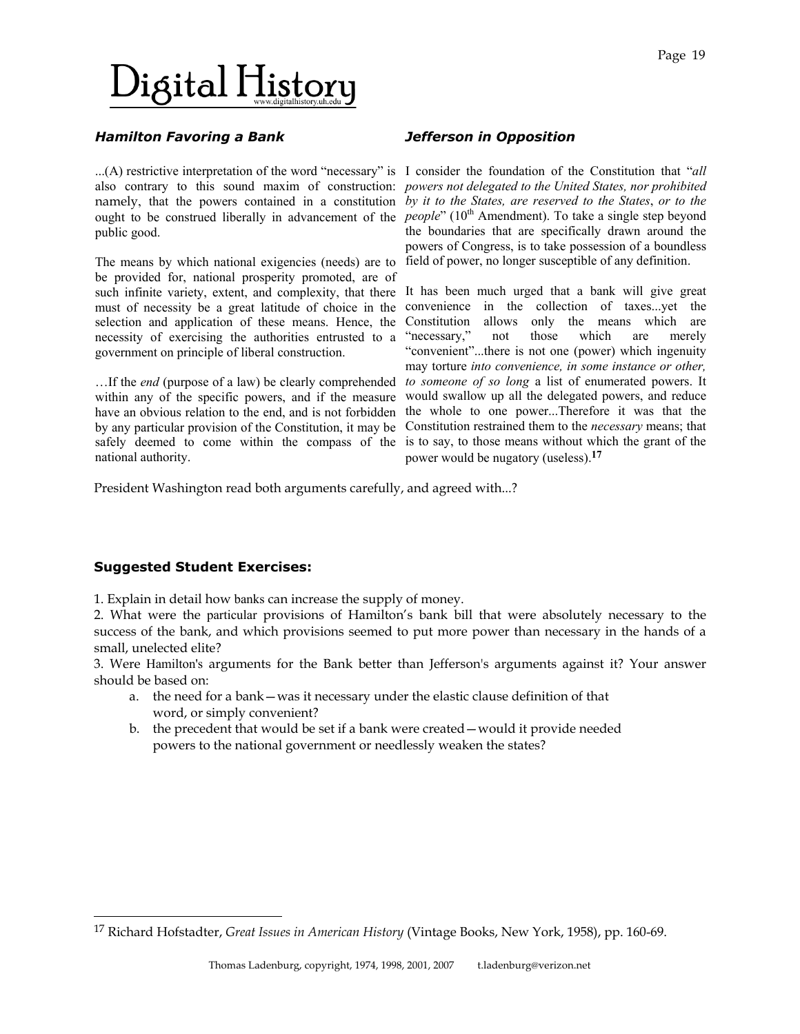Digital History
www.digitalhistory.uh.edu

### *Hamilton Favoring a Bank*

...(A) restrictive interpretation of the word "necessary" is also contrary to this sound maxim of construction: namely, that the powers contained in a constitution ought to be construed liberally in advancement of the public good.

The means by which national exigencies (needs) are to be provided for, national prosperity promoted, are of such infinite variety, extent, and complexity, that there must of necessity be a great latitude of choice in the selection and application of these means. Hence, the necessity of exercising the authorities entrusted to a government on principle of liberal construction.

…If the *end* (purpose of a law) be clearly comprehended within any of the specific powers, and if the measure have an obvious relation to the end, and is not forbidden by any particular provision of the Constitution, it may be safely deemed to come within the compass of the national authority.

### *Jefferson in Opposition*

I consider the foundation of the Constitution that "*all powers not delegated to the United States, nor prohibited by it to the States, are reserved to the States*, *or to the people*" (10th Amendment). To take a single step beyond the boundaries that are specifically drawn around the powers of Congress, is to take possession of a boundless field of power, no longer susceptible of any definition.

It has been much urged that a bank will give great convenience in the collection of taxes...yet the Constitution allows only the means which are "necessary," not those which are merely "convenient"...there is not one (power) which ingenuity may torture *into convenience, in some instance or other, to someone of so long* a list of enumerated powers. It would swallow up all the delegated powers, and reduce the whole to one power...Therefore it was that the Constitution restrained them to the *necessary* means; that is to say, to those means without which the grant of the power would be nugatory (useless).[17]

President Washington read both arguments carefully, and agreed with...?

**Suggested Student Exercises:**

1. Explain in detail how banks can increase the supply of money.
2. What were the particular provisions of Hamilton's bank bill that were absolutely necessary to the success of the bank, and which provisions seemed to put more power than necessary in the hands of a small, unelected elite?
3. Were Hamilton's arguments for the Bank better than Jefferson's arguments against it? Your answer should be based on:
   a. the need for a bank—was it necessary under the elastic clause definition of that word, or simply convenient?
   b. the precedent that would be set if a bank were created—would it provide needed powers to the national government or needlessly weaken the states?

---

[17] Richard Hofstadter, *Great Issues in American History* (Vintage Books, New York, 1958), pp. 160-69.

Thomas Ladenburg, copyright, 1974, 1998, 2001, 2007 t.ladenburg@verizon.net